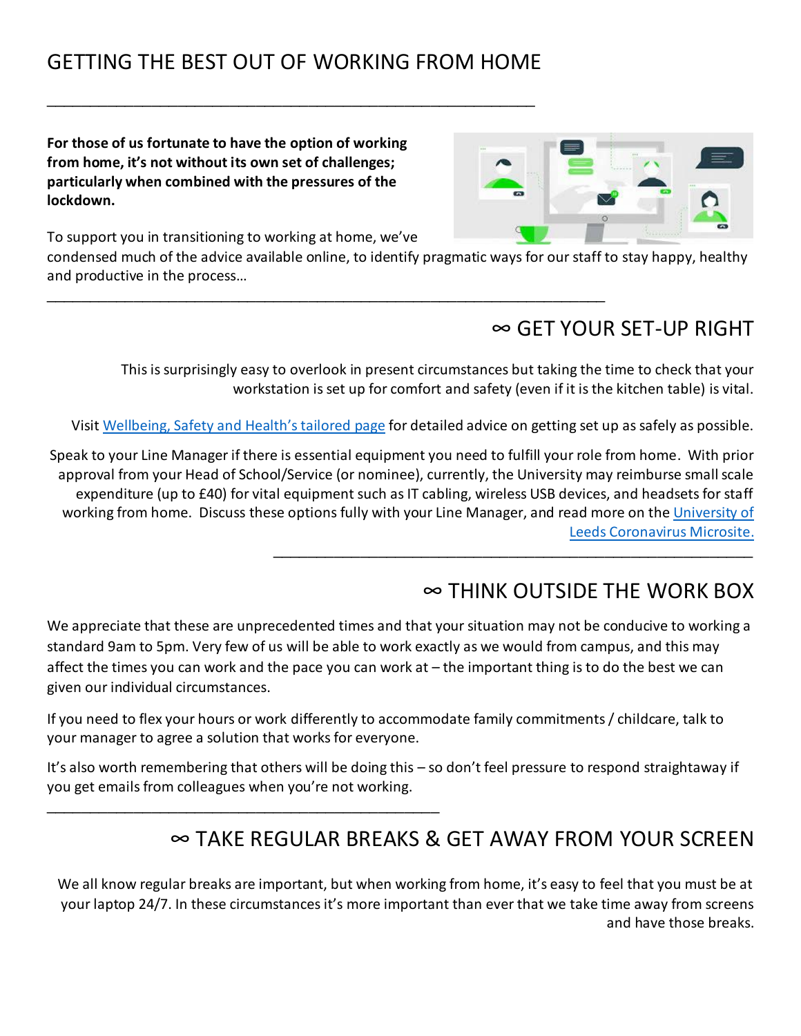# GETTING THE BEST OUT OF WORKING FROM HOME

---

**For those of us fortunate to have the option of working from home, it's not without its own set of challenges; particularly when combined with the pressures of the lockdown.**

To support you in transitioning to working at home, we've condensed much of the advice available online, to identify pragmatic ways for our staff to stay happy, healthy and productive in the process…

---

## ∞ GET YOUR SET-UP RIGHT

This is surprisingly easy to overlook in present circumstances but taking the time to check that your workstation is set up for comfort and safety (even if it is the kitchen table) is vital.

Visit Wellbeing, Safety and Health's tailored page for detailed advice on getting set up as safely as possible.

Speak to your Line Manager if there is essential equipment you need to fulfill your role from home. With prior approval from your Head of School/Service (or nominee), currently, the University may reimburse small scale expenditure (up to £40) for vital equipment such as IT cabling, wireless USB devices, and headsets for staff working from home. Discuss these options fully with your Line Manager, and read more on the University of Leeds Coronavirus Microsite.

---

## ∞ THINK OUTSIDE THE WORK BOX

We appreciate that these are unprecedented times and that your situation may not be conducive to working a standard 9am to 5pm. Very few of us will be able to work exactly as we would from campus, and this may affect the times you can work and the pace you can work at – the important thing is to do the best we can given our individual circumstances.

If you need to flex your hours or work differently to accommodate family commitments / childcare, talk to your manager to agree a solution that works for everyone.

It's also worth remembering that others will be doing this – so don't feel pressure to respond straightaway if you get emails from colleagues when you're not working.

---

## ∞ TAKE REGULAR BREAKS & GET AWAY FROM YOUR SCREEN

We all know regular breaks are important, but when working from home, it's easy to feel that you must be at your laptop 24/7. In these circumstances it's more important than ever that we take time away from screens and have those breaks.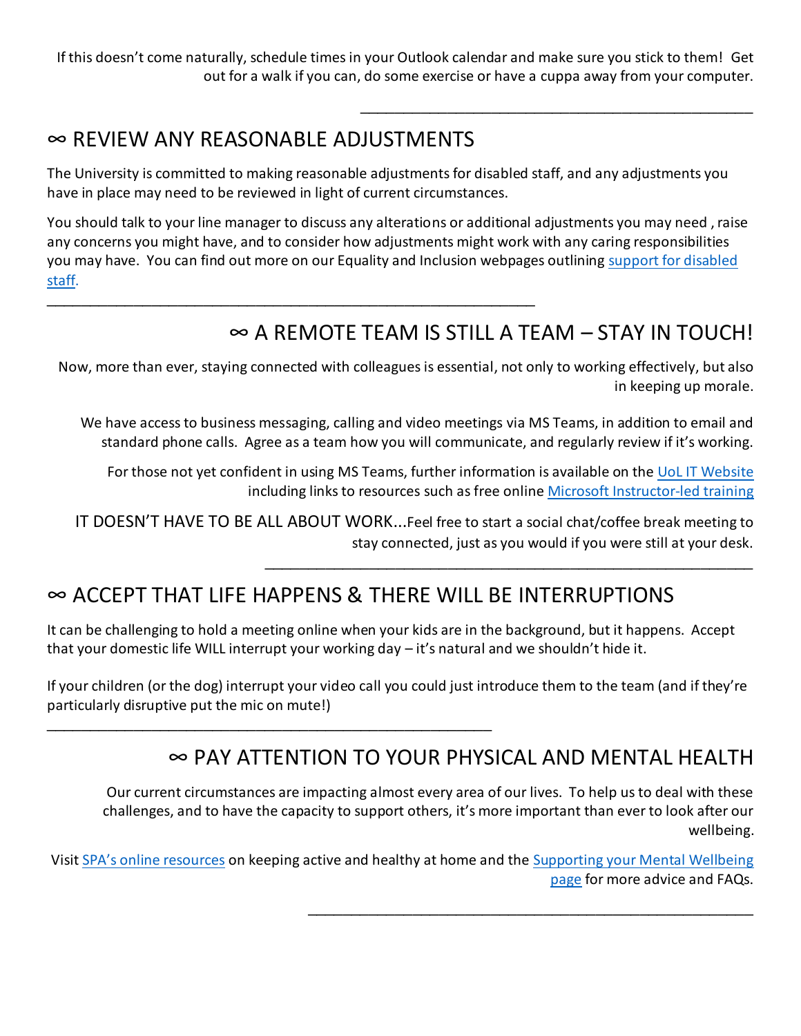If this doesn't come naturally, schedule times in your Outlook calendar and make sure you stick to them! Get out for a walk if you can, do some exercise or have a cuppa away from your computer.

---

## ∞ REVIEW ANY REASONABLE ADJUSTMENTS

The University is committed to making reasonable adjustments for disabled staff, and any adjustments you have in place may need to be reviewed in light of current circumstances.

You should talk to your line manager to discuss any alterations or additional adjustments you may need , raise any concerns you might have, and to consider how adjustments might work with any caring responsibilities you may have. You can find out more on our Equality and Inclusion webpages outlining support for disabled staff.

---

## ∞ A REMOTE TEAM IS STILL A TEAM – STAY IN TOUCH!

Now, more than ever, staying connected with colleagues is essential, not only to working effectively, but also in keeping up morale.

We have access to business messaging, calling and video meetings via MS Teams, in addition to email and standard phone calls. Agree as a team how you will communicate, and regularly review if it's working.

For those not yet confident in using MS Teams, further information is available on the UoL IT Website including links to resources such as free online Microsoft Instructor-led training

IT DOESN'T HAVE TO BE ALL ABOUT WORK...Feel free to start a social chat/coffee break meeting to stay connected, just as you would if you were still at your desk.

---

## ∞ ACCEPT THAT LIFE HAPPENS & THERE WILL BE INTERRUPTIONS

It can be challenging to hold a meeting online when your kids are in the background, but it happens. Accept that your domestic life WILL interrupt your working day – it's natural and we shouldn't hide it.

If your children (or the dog) interrupt your video call you could just introduce them to the team (and if they're particularly disruptive put the mic on mute!)

---

## ∞ PAY ATTENTION TO YOUR PHYSICAL AND MENTAL HEALTH

Our current circumstances are impacting almost every area of our lives. To help us to deal with these challenges, and to have the capacity to support others, it's more important than ever to look after our wellbeing.

Visit SPA's online resources on keeping active and healthy at home and the Supporting your Mental Wellbeing page for more advice and FAQs.

---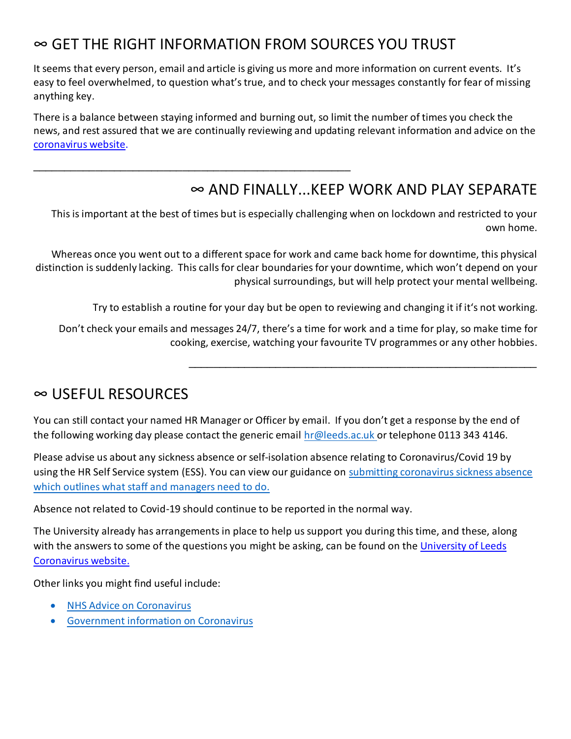## ∞ GET THE RIGHT INFORMATION FROM SOURCES YOU TRUST

It seems that every person, email and article is giving us more and more information on current events. It's easy to feel overwhelmed, to question what's true, and to check your messages constantly for fear of missing anything key.

There is a balance between staying informed and burning out, so limit the number of times you check the news, and rest assured that we are continually reviewing and updating relevant information and advice on the coronavirus website.

---

## ∞ AND FINALLY...KEEP WORK AND PLAY SEPARATE

This is important at the best of times but is especially challenging when on lockdown and restricted to your own home.

Whereas once you went out to a different space for work and came back home for downtime, this physical distinction is suddenly lacking. This calls for clear boundaries for your downtime, which won't depend on your physical surroundings, but will help protect your mental wellbeing.

Try to establish a routine for your day but be open to reviewing and changing it if it's not working.

Don't check your emails and messages 24/7, there's a time for work and a time for play, so make time for cooking, exercise, watching your favourite TV programmes or any other hobbies.

---

## ∞ USEFUL RESOURCES

You can still contact your named HR Manager or Officer by email. If you don't get a response by the end of the following working day please contact the generic email hr@leeds.ac.uk or telephone 0113 343 4146.

Please advise us about any sickness absence or self-isolation absence relating to Coronavirus/Covid 19 by using the HR Self Service system (ESS). You can view our guidance on submitting coronavirus sickness absence which outlines what staff and managers need to do.

Absence not related to Covid-19 should continue to be reported in the normal way.

The University already has arrangements in place to help us support you during this time, and these, along with the answers to some of the questions you might be asking, can be found on the University of Leeds Coronavirus website.

Other links you might find useful include:

- NHS Advice on Coronavirus
- Government information on Coronavirus